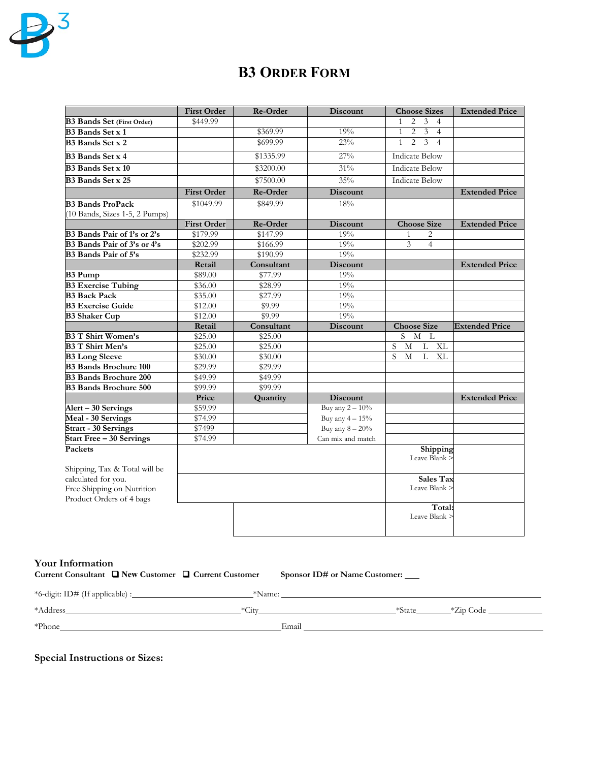# B3 ORDER FORM

| | First Order | Re-Order | Discount | Choose Sizes | Extended Price |
|---|---|---|---|---|---|
| **B3 Bands Set** (First Order) | $449.99 | | | 1 2 3 4 | |
| **B3 Bands Set x 1** | | $369.99 | 19% | 1 2 3 4 | |
| **B3 Bands Set x 2** | | $699.99 | 23% | 1 2 3 4 | |
| **B3 Bands Set x 4** | | $1335.99 | 27% | Indicate Below | |
| **B3 Bands Set x 10** | | $3200.00 | 31% | Indicate Below | |
| **B3 Bands Set x 25** | | $7500.00 | 35% | Indicate Below | |
| | **First Order** | **Re-Order** | **Discount** | | **Extended Price** |
| **B3 Bands ProPack** (10 Bands, Sizes 1-5, 2 Pumps) | $1049.99 | $849.99 | 18% | | |
| | **First Order** | **Re-Order** | **Discount** | **Choose Size** | **Extended Price** |
| **B3 Bands Pair of 1's or 2's** | $179.99 | $147.99 | 19% | 1 2 | |
| **B3 Bands Pair of 3's or 4's** | $202.99 | $166.99 | 19% | 3 4 | |
| **B3 Bands Pair of 5's** | $232.99 | $190.99 | 19% | | |
| | **Retail** | **Consultant** | **Discount** | | **Extended Price** |
| **B3 Pump** | $89.00 | $77.99 | 19% | | |
| **B3 Exercise Tubing** | $36.00 | $28.99 | 19% | | |
| **B3 Back Pack** | $35.00 | $27.99 | 19% | | |
| **B3 Exercise Guide** | $12.00 | $9.99 | 19% | | |
| **B3 Shaker Cup** | $12.00 | $9.99 | 19% | | |
| | **Retail** | **Consultant** | **Discount** | **Choose Size** | **Extended Price** |
| **B3 T Shirt Women's** | $25.00 | $25.00 | | S M L | |
| **B3 T Shirt Men's** | $25.00 | $25.00 | | S M L XL | |
| **B3 Long Sleeve** | $30.00 | $30.00 | | S M L XL | |
| **B3 Bands Brochure 100** | $29.99 | $29.99 | | | |
| **B3 Bands Brochure 200** | $49.99 | $49.99 | | | |
| **B3 Bands Brochure 500** | $99.99 | $99.99 | | | |
| | **Price** | **Quantity** | **Discount** | | **Extended Price** |
| **Alert – 30 Servings** | $59.99 | | Buy any 2 – 10% | | |
| **Meal - 30 Servings** | $74.99 | | Buy any 4 – 15% | | |
| **Strart - 30 Servings** | $7499 | | Buy any 8 – 20% | | |
| **Start Free – 30 Servings** | $74.99 | | Can mix and match | | |
| **Packets** | | | | **Shipping** Leave Blank > | |
| Shipping, Tax & Total will be calculated for you. Free Shipping on Nutrition Product Orders of 4 bags | | | | **Sales Tax** Leave Blank > | |
| | | | | **Total:** Leave Blank > | |

**Your Information**

**Current Consultant** ❑ **New Customer** ❑ **Current Customer** **Sponsor ID# or Name Customer:** ____

*6-digit: ID# (If applicable) :________________________ *Name: ________________________________________________

*Address________________________________ *City__________________________ *State________ *Zip Code __________

*Phone________________________________________ Email ____________________________________________

**Special Instructions or Sizes:**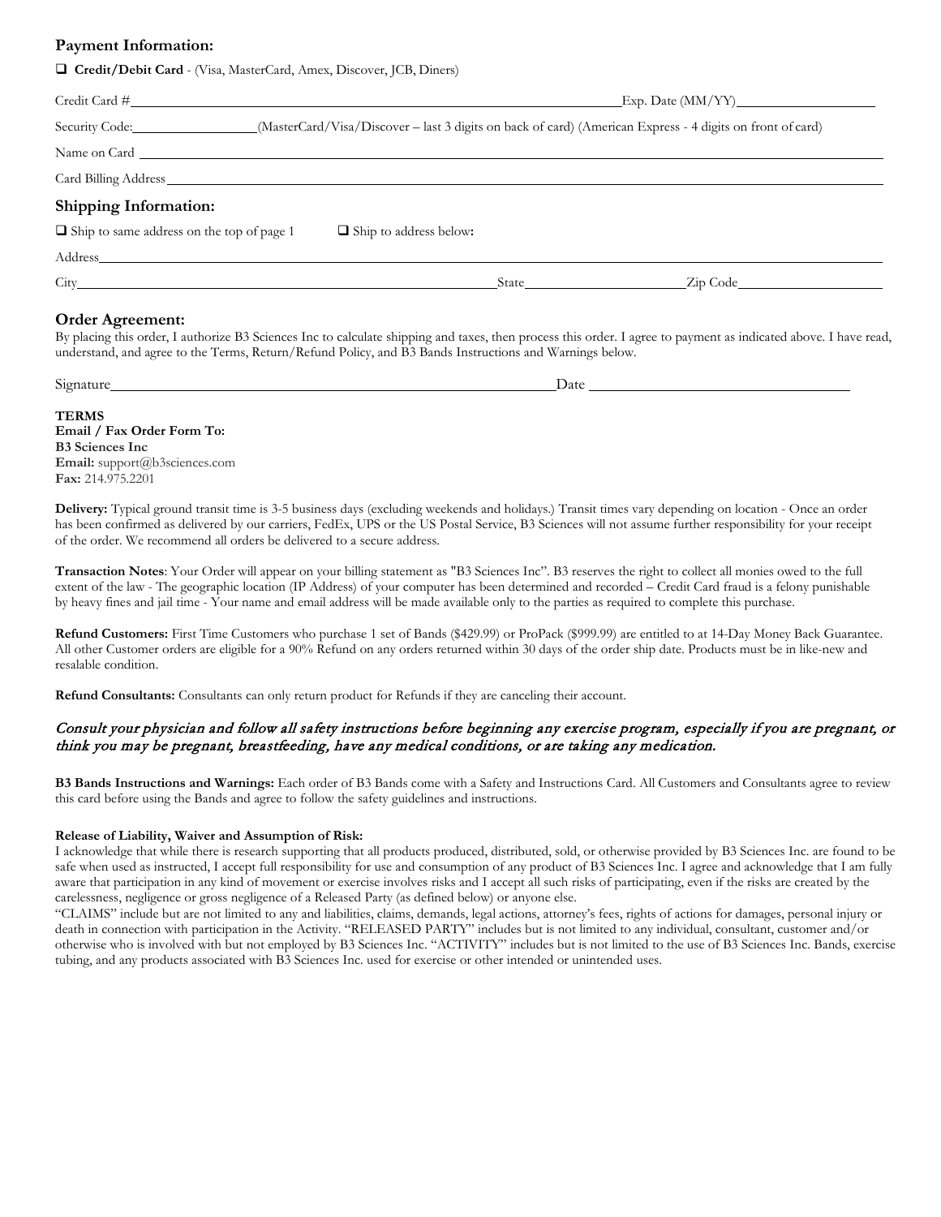## Payment Information:

☐ **Credit/Debit Card** - (Visa, MasterCard, Amex, Discover, JCB, Diners)

Credit Card #\_\_\_\_\_\_\_\_\_\_\_\_\_\_\_\_\_\_\_\_\_\_\_\_\_\_\_\_\_\_\_\_\_\_\_\_\_\_\_\_\_\_\_\_\_\_\_\_\_\_\_\_Exp. Date (MM/YY)\_\_\_\_\_\_\_\_\_\_\_\_\_\_\_\_\_\_\_\_

Security Code:\_\_\_\_\_\_\_\_\_\_\_\_\_\_\_\_\_\_(MasterCard/Visa/Discover – last 3 digits on back of card) (American Express - 4 digits on front of card)

Name on Card \_\_\_\_\_\_\_\_\_\_\_\_\_\_\_\_\_\_\_\_\_\_\_\_\_\_\_\_\_\_\_\_\_\_\_\_\_\_\_\_\_\_\_\_\_\_\_\_\_\_\_\_\_\_\_\_\_\_\_\_\_\_\_\_\_\_\_\_\_\_\_\_\_\_\_\_\_\_

Card Billing Address\_\_\_\_\_\_\_\_\_\_\_\_\_\_\_\_\_\_\_\_\_\_\_\_\_\_\_\_\_\_\_\_\_\_\_\_\_\_\_\_\_\_\_\_\_\_\_\_\_\_\_\_\_\_\_\_\_\_\_\_\_\_\_\_\_\_\_\_\_\_\_\_\_\_

## Shipping Information:

☐ Ship to same address on the top of page 1     ☐ Ship to address below**:**

Address\_\_\_\_\_\_\_\_\_\_\_\_\_\_\_\_\_\_\_\_\_\_\_\_\_\_\_\_\_\_\_\_\_\_\_\_\_\_\_\_\_\_\_\_\_\_\_\_\_\_\_\_\_\_\_\_\_\_\_\_\_\_\_\_\_\_\_\_\_\_\_\_\_\_\_\_\_\_\_\_\_\_\_\_\_

City\_\_\_\_\_\_\_\_\_\_\_\_\_\_\_\_\_\_\_\_\_\_\_\_\_\_\_\_\_\_\_\_\_\_\_\_\_\_\_\_\_\_\_\_\_\_\_State\_\_\_\_\_\_\_\_\_\_\_\_\_\_\_\_\_\_\_\_\_\_Zip Code\_\_\_\_\_\_\_\_\_\_\_\_\_\_\_\_\_\_\_\_

## Order Agreement:

By placing this order, I authorize B3 Sciences Inc to calculate shipping and taxes, then process this order. I agree to payment as indicated above. I have read, understand, and agree to the Terms, Return/Refund Policy, and B3 Bands Instructions and Warnings below.

Signature\_\_\_\_\_\_\_\_\_\_\_\_\_\_\_\_\_\_\_\_\_\_\_\_\_\_\_\_\_\_\_\_\_\_\_\_\_\_\_\_\_\_\_\_\_\_\_\_\_\_\_\_\_\_\_\_\_Date \_\_\_\_\_\_\_\_\_\_\_\_\_\_\_\_\_\_\_\_\_\_\_\_\_\_\_\_\_\_\_\_\_\_\_\_\_

**TERMS**
**Email / Fax Order Form To:**
**B3 Sciences Inc**
**Email:** support@b3sciences.com
**Fax:** 214.975.2201

**Delivery:** Typical ground transit time is 3-5 business days (excluding weekends and holidays.) Transit times vary depending on location - Once an order has been confirmed as delivered by our carriers, FedEx, UPS or the US Postal Service, B3 Sciences will not assume further responsibility for your receipt of the order. We recommend all orders be delivered to a secure address.

**Transaction Notes**: Your Order will appear on your billing statement as "B3 Sciences Inc". B3 reserves the right to collect all monies owed to the full extent of the law - The geographic location (IP Address) of your computer has been determined and recorded – Credit Card fraud is a felony punishable by heavy fines and jail time - Your name and email address will be made available only to the parties as required to complete this purchase.

**Refund Customers:** First Time Customers who purchase 1 set of Bands ($429.99) or ProPack ($999.99) are entitled to at 14-Day Money Back Guarantee. All other Customer orders are eligible for a 90% Refund on any orders returned within 30 days of the order ship date. Products must be in like-new and resalable condition.

**Refund Consultants:** Consultants can only return product for Refunds if they are canceling their account.

*Consult your physician and follow all safety instructions before beginning any exercise program, especially if you are pregnant, or think you may be pregnant, breastfeeding, have any medical conditions, or are taking any medication.*

**B3 Bands Instructions and Warnings:** Each order of B3 Bands come with a Safety and Instructions Card. All Customers and Consultants agree to review this card before using the Bands and agree to follow the safety guidelines and instructions.

**Release of Liability, Waiver and Assumption of Risk:**
I acknowledge that while there is research supporting that all products produced, distributed, sold, or otherwise provided by B3 Sciences Inc. are found to be safe when used as instructed, I accept full responsibility for use and consumption of any product of B3 Sciences Inc. I agree and acknowledge that I am fully aware that participation in any kind of movement or exercise involves risks and I accept all such risks of participating, even if the risks are created by the carelessness, negligence or gross negligence of a Released Party (as defined below) or anyone else.
"CLAIMS" include but are not limited to any and liabilities, claims, demands, legal actions, attorney's fees, rights of actions for damages, personal injury or death in connection with participation in the Activity. "RELEASED PARTY" includes but is not limited to any individual, consultant, customer and/or otherwise who is involved with but not employed by B3 Sciences Inc. "ACTIVITY" includes but is not limited to the use of B3 Sciences Inc. Bands, exercise tubing, and any products associated with B3 Sciences Inc. used for exercise or other intended or unintended uses.